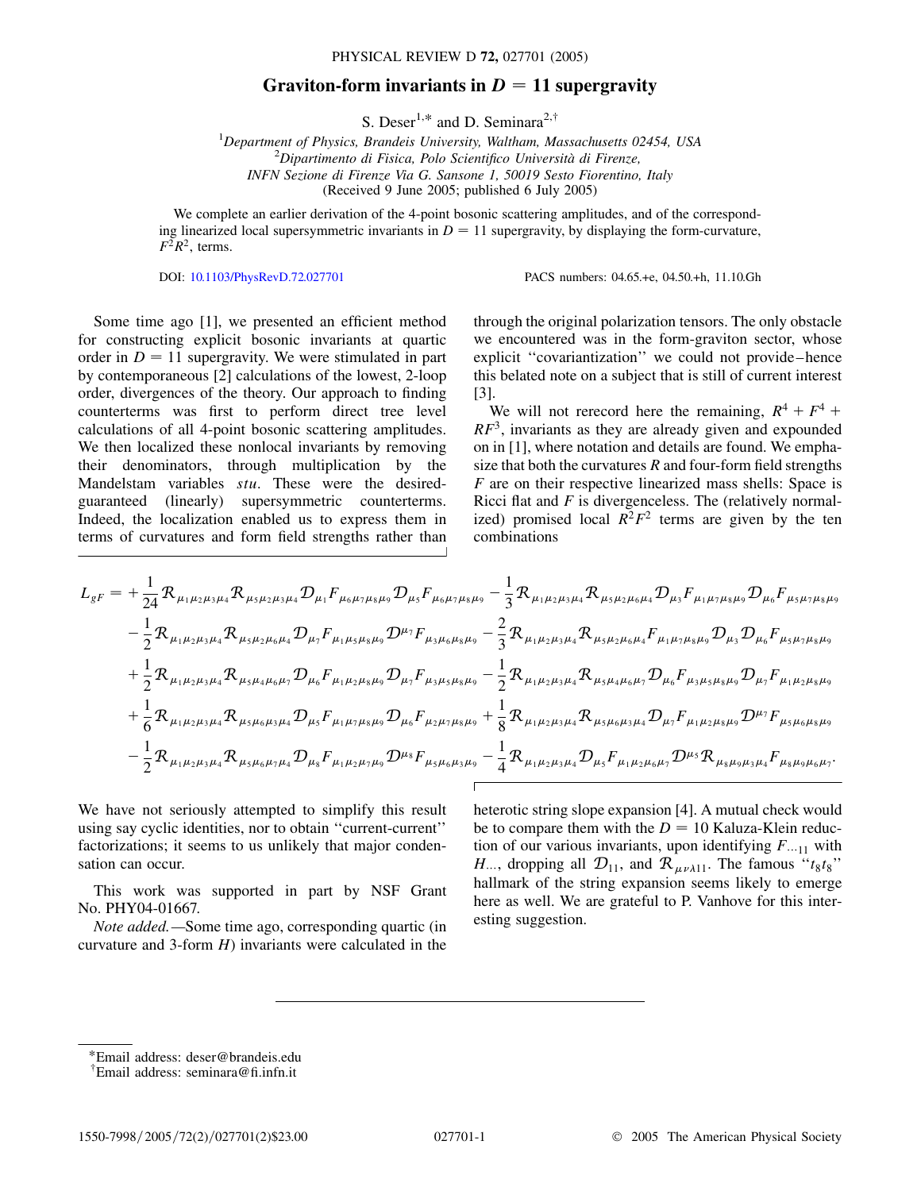# Graviton-form invariants in $D = 11$ supergravity

S. Deser[1,*] and D. Seminara[2,†]

[1] *Department of Physics, Brandeis University, Waltham, Massachusetts 02454, USA*
[2] *Dipartimento di Fisica, Polo Scientifico Università di Firenze, INFN Sezione di Firenze Via G. Sansone 1, 50019 Sesto Fiorentino, Italy*
(Received 9 June 2005; published 6 July 2005)

We complete an earlier derivation of the 4-point bosonic scattering amplitudes, and of the corresponding linearized local supersymmetric invariants in $D = 11$ supergravity, by displaying the form-curvature, $F^2R^2$, terms.

DOI: 10.1103/PhysRevD.72.027701 PACS numbers: 04.65.+e, 04.50.+h, 11.10.Gh

Some time ago [1], we presented an efficient method for constructing explicit bosonic invariants at quartic order in $D = 11$ supergravity. We were stimulated in part by contemporaneous [2] calculations of the lowest, 2-loop order, divergences of the theory. Our approach to finding counterterms was first to perform direct tree level calculations of all 4-point bosonic scattering amplitudes. We then localized these nonlocal invariants by removing their denominators, through multiplication by the Mandelstam variables $stu$. These were the desired-guaranteed (linearly) supersymmetric counterterms. Indeed, the localization enabled us to express them in terms of curvatures and form field strengths rather than through the original polarization tensors. The only obstacle we encountered was in the form-graviton sector, whose explicit "covariantization" we could not provide–hence this belated note on a subject that is still of current interest [3].

We will not rerecord here the remaining, $R^4 + F^4 + RF^3$, invariants as they are already given and expounded on in [1], where notation and details are found. We emphasize that both the curvatures $R$ and four-form field strengths $F$ are on their respective linearized mass shells: Space is Ricci flat and $F$ is divergenceless. The (relatively normalized) promised local $R^2F^2$ terms are given by the ten combinations

$$
\begin{aligned}
L_{gF} = &+\frac{1}{24}\mathcal{R}_{\mu_1\mu_2\mu_3\mu_4}\mathcal{R}_{\mu_5\mu_2\mu_3\mu_4}\mathcal{D}_{\mu_1}F_{\mu_6\mu_7\mu_8\mu_9}\mathcal{D}_{\mu_5}F_{\mu_6\mu_7\mu_8\mu_9} - \frac{1}{3}\mathcal{R}_{\mu_1\mu_2\mu_3\mu_4}\mathcal{R}_{\mu_5\mu_2\mu_6\mu_4}\mathcal{D}_{\mu_3}F_{\mu_1\mu_7\mu_8\mu_9}\mathcal{D}_{\mu_6}F_{\mu_5\mu_7\mu_8\mu_9}\\
&-\frac{1}{2}\mathcal{R}_{\mu_1\mu_2\mu_3\mu_4}\mathcal{R}_{\mu_5\mu_2\mu_6\mu_4}\mathcal{D}_{\mu_7}F_{\mu_1\mu_5\mu_8\mu_9}\mathcal{D}^{\mu_7}F_{\mu_3\mu_6\mu_8\mu_9} - \frac{2}{3}\mathcal{R}_{\mu_1\mu_2\mu_3\mu_4}\mathcal{R}_{\mu_5\mu_2\mu_6\mu_4}F_{\mu_1\mu_7\mu_8\mu_9}\mathcal{D}_{\mu_3}\mathcal{D}_{\mu_6}F_{\mu_5\mu_7\mu_8\mu_9}\\
&+\frac{1}{2}\mathcal{R}_{\mu_1\mu_2\mu_3\mu_4}\mathcal{R}_{\mu_5\mu_4\mu_6\mu_7}\mathcal{D}_{\mu_6}F_{\mu_1\mu_2\mu_8\mu_9}\mathcal{D}_{\mu_7}F_{\mu_3\mu_5\mu_8\mu_9} - \frac{1}{2}\mathcal{R}_{\mu_1\mu_2\mu_3\mu_4}\mathcal{R}_{\mu_5\mu_4\mu_6\mu_7}\mathcal{D}_{\mu_6}F_{\mu_3\mu_5\mu_8\mu_9}\mathcal{D}_{\mu_7}F_{\mu_1\mu_2\mu_8\mu_9}\\
&+\frac{1}{6}\mathcal{R}_{\mu_1\mu_2\mu_3\mu_4}\mathcal{R}_{\mu_5\mu_6\mu_3\mu_4}\mathcal{D}_{\mu_5}F_{\mu_1\mu_7\mu_8\mu_9}\mathcal{D}_{\mu_6}F_{\mu_2\mu_7\mu_8\mu_9} + \frac{1}{8}\mathcal{R}_{\mu_1\mu_2\mu_3\mu_4}\mathcal{R}_{\mu_5\mu_6\mu_3\mu_4}\mathcal{D}_{\mu_7}F_{\mu_1\mu_2\mu_8\mu_9}\mathcal{D}^{\mu_7}F_{\mu_5\mu_6\mu_8\mu_9}\\
&-\frac{1}{2}\mathcal{R}_{\mu_1\mu_2\mu_3\mu_4}\mathcal{R}_{\mu_5\mu_6\mu_7\mu_4}\mathcal{D}_{\mu_8}F_{\mu_1\mu_2\mu_7\mu_9}\mathcal{D}^{\mu_8}F_{\mu_5\mu_6\mu_3\mu_9} - \frac{1}{4}\mathcal{R}_{\mu_1\mu_2\mu_3\mu_4}\mathcal{D}_{\mu_5}F_{\mu_1\mu_2\mu_6\mu_7}\mathcal{D}^{\mu_5}\mathcal{R}_{\mu_8\mu_9\mu_3\mu_4}F_{\mu_8\mu_9\mu_6\mu_7}.
\end{aligned}
$$

We have not seriously attempted to simplify this result using say cyclic identities, nor to obtain "current-current" factorizations; it seems to us unlikely that major condensation can occur.

This work was supported in part by NSF Grant No. PHY04-01667.

*Note added.*—Some time ago, corresponding quartic (in curvature and 3-form $H$) invariants were calculated in the heterotic string slope expansion [4]. A mutual check would be to compare them with the $D = 10$ Kaluza-Klein reduction of our various invariants, upon identifying $F_{\dots 11}$ with $H_{\dots}$, dropping all $\mathcal{D}_{11}$, and $\mathcal{R}_{\mu\nu\lambda 11}$. The famous "$t_8 t_8$" hallmark of the string expansion seems likely to emerge here as well. We are grateful to P. Vanhove for this interesting suggestion.

---

*Email address: deser@brandeis.edu
†Email address: seminara@fi.infn.it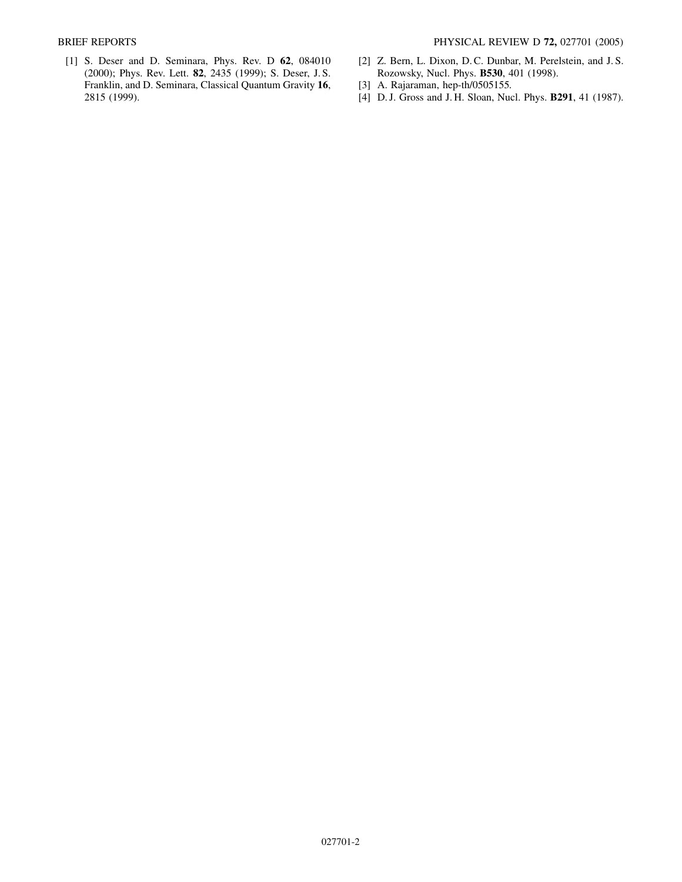[1] S. Deser and D. Seminara, Phys. Rev. D **62**, 084010 (2000); Phys. Rev. Lett. **82**, 2435 (1999); S. Deser, J. S. Franklin, and D. Seminara, Classical Quantum Gravity **16**, 2815 (1999).

[2] Z. Bern, L. Dixon, D. C. Dunbar, M. Perelstein, and J. S. Rozowsky, Nucl. Phys. **B530**, 401 (1998).

[3] A. Rajaraman, hep-th/0505155.

[4] D. J. Gross and J. H. Sloan, Nucl. Phys. **B291**, 41 (1987).